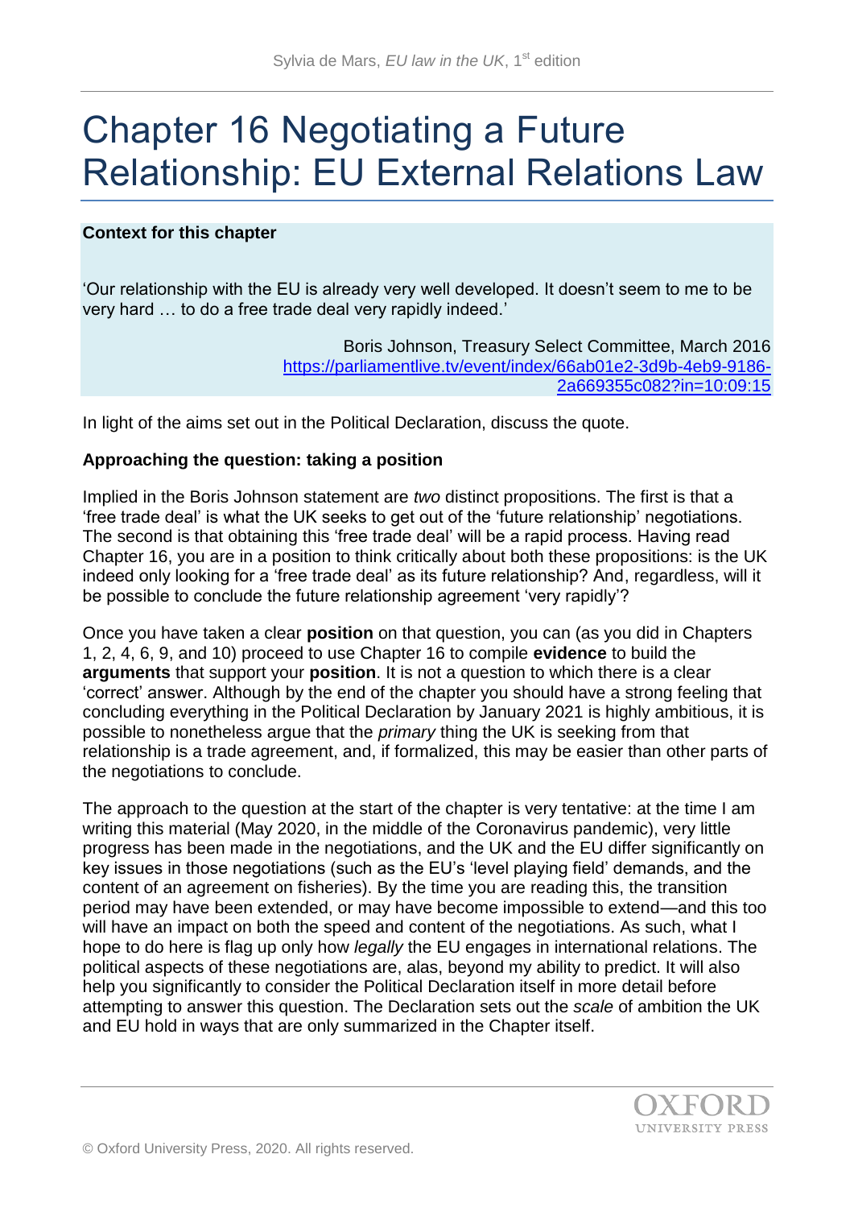# Chapter 16 Negotiating a Future Relationship: EU External Relations Law

**Context for this chapter**

'Our relationship with the EU is already very well developed. It doesn't seem to me to be very hard … to do a free trade deal very rapidly indeed.'

Boris Johnson, Treasury Select Committee, March 2016
https://parliamentlive.tv/event/index/66ab01e2-3d9b-4eb9-9186-2a669355c082?in=10:09:15

In light of the aims set out in the Political Declaration, discuss the quote.

**Approaching the question: taking a position**

Implied in the Boris Johnson statement are *two* distinct propositions. The first is that a 'free trade deal' is what the UK seeks to get out of the 'future relationship' negotiations. The second is that obtaining this 'free trade deal' will be a rapid process. Having read Chapter 16, you are in a position to think critically about both these propositions: is the UK indeed only looking for a 'free trade deal' as its future relationship? And, regardless, will it be possible to conclude the future relationship agreement 'very rapidly'?

Once you have taken a clear **position** on that question, you can (as you did in Chapters 1, 2, 4, 6, 9, and 10) proceed to use Chapter 16 to compile **evidence** to build the **arguments** that support your **position**. It is not a question to which there is a clear 'correct' answer. Although by the end of the chapter you should have a strong feeling that concluding everything in the Political Declaration by January 2021 is highly ambitious, it is possible to nonetheless argue that the *primary* thing the UK is seeking from that relationship is a trade agreement, and, if formalized, this may be easier than other parts of the negotiations to conclude.

The approach to the question at the start of the chapter is very tentative: at the time I am writing this material (May 2020, in the middle of the Coronavirus pandemic), very little progress has been made in the negotiations, and the UK and the EU differ significantly on key issues in those negotiations (such as the EU's 'level playing field' demands, and the content of an agreement on fisheries). By the time you are reading this, the transition period may have been extended, or may have become impossible to extend—and this too will have an impact on both the speed and content of the negotiations. As such, what I hope to do here is flag up only how *legally* the EU engages in international relations. The political aspects of these negotiations are, alas, beyond my ability to predict. It will also help you significantly to consider the Political Declaration itself in more detail before attempting to answer this question. The Declaration sets out the *scale* of ambition the UK and EU hold in ways that are only summarized in the Chapter itself.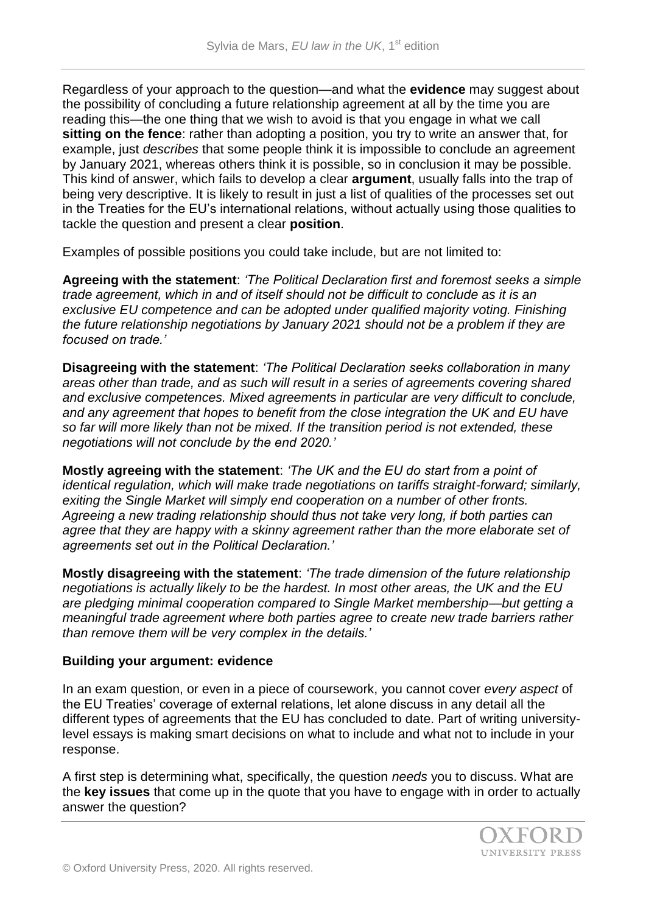Regardless of your approach to the question—and what the **evidence** may suggest about the possibility of concluding a future relationship agreement at all by the time you are reading this—the one thing that we wish to avoid is that you engage in what we call **sitting on the fence**: rather than adopting a position, you try to write an answer that, for example, just *describes* that some people think it is impossible to conclude an agreement by January 2021, whereas others think it is possible, so in conclusion it may be possible. This kind of answer, which fails to develop a clear **argument**, usually falls into the trap of being very descriptive. It is likely to result in just a list of qualities of the processes set out in the Treaties for the EU's international relations, without actually using those qualities to tackle the question and present a clear **position**.

Examples of possible positions you could take include, but are not limited to:

**Agreeing with the statement**: *'The Political Declaration first and foremost seeks a simple trade agreement, which in and of itself should not be difficult to conclude as it is an exclusive EU competence and can be adopted under qualified majority voting. Finishing the future relationship negotiations by January 2021 should not be a problem if they are focused on trade.'*

**Disagreeing with the statement**: *'The Political Declaration seeks collaboration in many areas other than trade, and as such will result in a series of agreements covering shared and exclusive competences. Mixed agreements in particular are very difficult to conclude, and any agreement that hopes to benefit from the close integration the UK and EU have so far will more likely than not be mixed. If the transition period is not extended, these negotiations will not conclude by the end 2020.'*

**Mostly agreeing with the statement**: *'The UK and the EU do start from a point of identical regulation, which will make trade negotiations on tariffs straight-forward; similarly, exiting the Single Market will simply end cooperation on a number of other fronts. Agreeing a new trading relationship should thus not take very long, if both parties can agree that they are happy with a skinny agreement rather than the more elaborate set of agreements set out in the Political Declaration.'*

**Mostly disagreeing with the statement**: *'The trade dimension of the future relationship negotiations is actually likely to be the hardest. In most other areas, the UK and the EU are pledging minimal cooperation compared to Single Market membership—but getting a meaningful trade agreement where both parties agree to create new trade barriers rather than remove them will be very complex in the details.'*

**Building your argument: evidence**

In an exam question, or even in a piece of coursework, you cannot cover *every aspect* of the EU Treaties' coverage of external relations, let alone discuss in any detail all the different types of agreements that the EU has concluded to date. Part of writing university-level essays is making smart decisions on what to include and what not to include in your response.

A first step is determining what, specifically, the question *needs* you to discuss. What are the **key issues** that come up in the quote that you have to engage with in order to actually answer the question?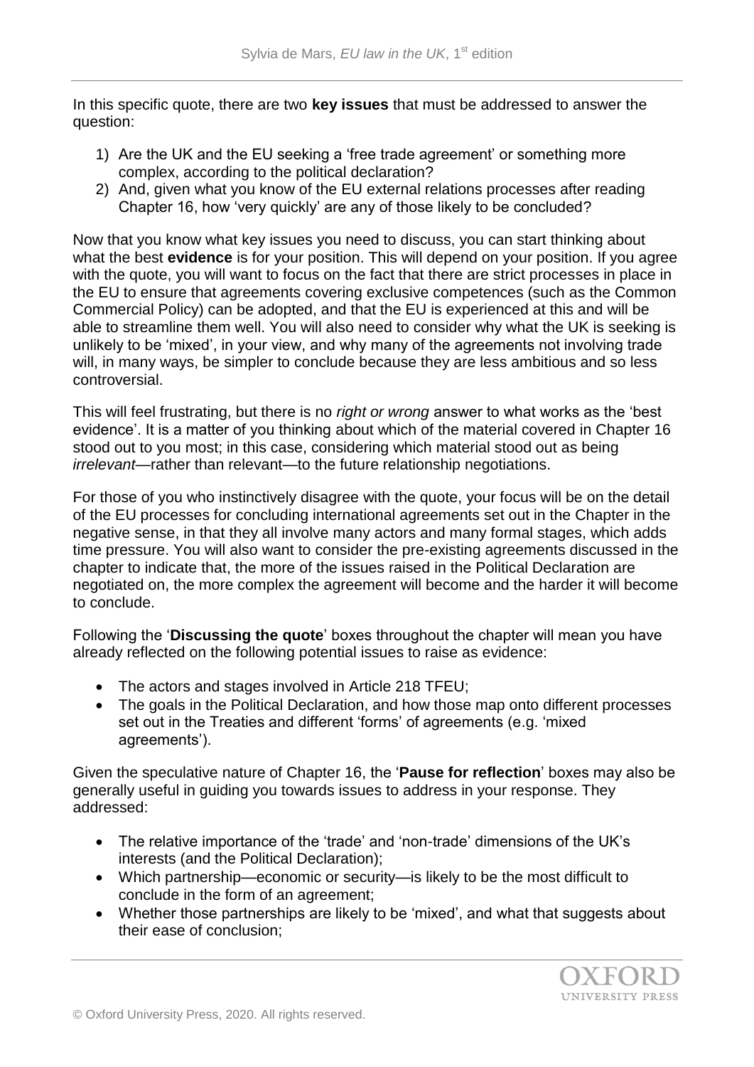In this specific quote, there are two **key issues** that must be addressed to answer the question:

1) Are the UK and the EU seeking a 'free trade agreement' or something more complex, according to the political declaration?
2) And, given what you know of the EU external relations processes after reading Chapter 16, how 'very quickly' are any of those likely to be concluded?

Now that you know what key issues you need to discuss, you can start thinking about what the best **evidence** is for your position. This will depend on your position. If you agree with the quote, you will want to focus on the fact that there are strict processes in place in the EU to ensure that agreements covering exclusive competences (such as the Common Commercial Policy) can be adopted, and that the EU is experienced at this and will be able to streamline them well. You will also need to consider why what the UK is seeking is unlikely to be 'mixed', in your view, and why many of the agreements not involving trade will, in many ways, be simpler to conclude because they are less ambitious and so less controversial.

This will feel frustrating, but there is no *right or wrong* answer to what works as the 'best evidence'. It is a matter of you thinking about which of the material covered in Chapter 16 stood out to you most; in this case, considering which material stood out as being *irrelevant*—rather than relevant—to the future relationship negotiations.

For those of you who instinctively disagree with the quote, your focus will be on the detail of the EU processes for concluding international agreements set out in the Chapter in the negative sense, in that they all involve many actors and many formal stages, which adds time pressure. You will also want to consider the pre-existing agreements discussed in the chapter to indicate that, the more of the issues raised in the Political Declaration are negotiated on, the more complex the agreement will become and the harder it will become to conclude.

Following the '**Discussing the quote**' boxes throughout the chapter will mean you have already reflected on the following potential issues to raise as evidence:

- The actors and stages involved in Article 218 TFEU;
- The goals in the Political Declaration, and how those map onto different processes set out in the Treaties and different 'forms' of agreements (e.g. 'mixed agreements').

Given the speculative nature of Chapter 16, the '**Pause for reflection**' boxes may also be generally useful in guiding you towards issues to address in your response. They addressed:

- The relative importance of the 'trade' and 'non-trade' dimensions of the UK's interests (and the Political Declaration);
- Which partnership—economic or security—is likely to be the most difficult to conclude in the form of an agreement;
- Whether those partnerships are likely to be 'mixed', and what that suggests about their ease of conclusion;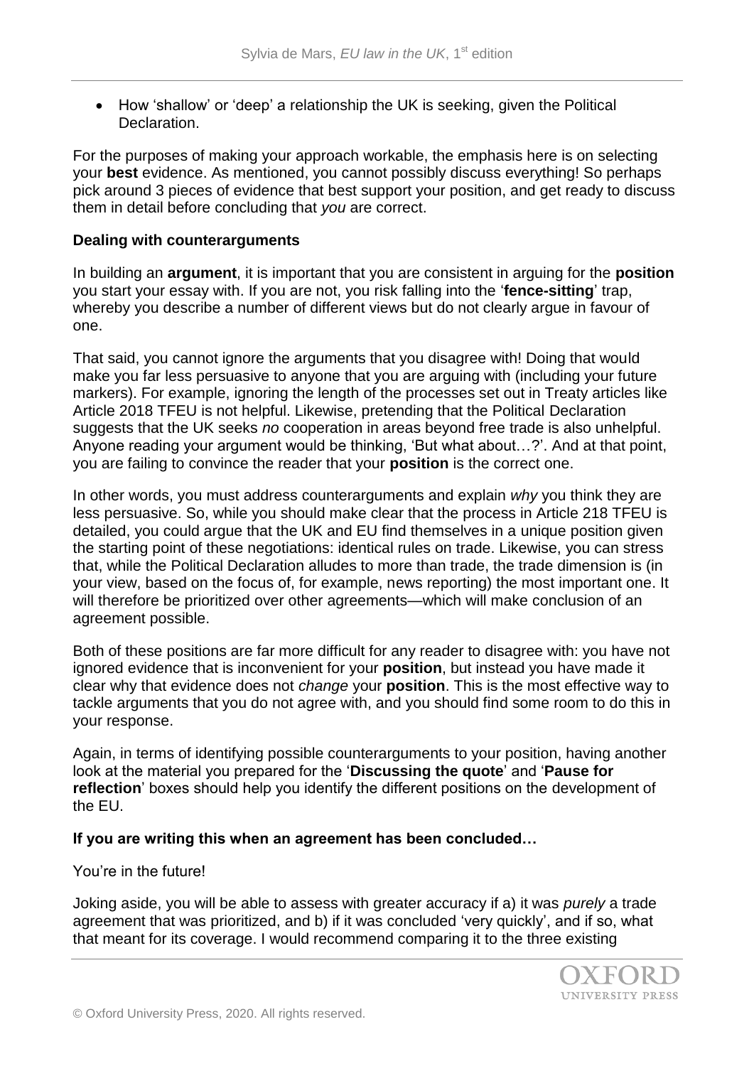- How 'shallow' or 'deep' a relationship the UK is seeking, given the Political Declaration.

For the purposes of making your approach workable, the emphasis here is on selecting your **best** evidence. As mentioned, you cannot possibly discuss everything! So perhaps pick around 3 pieces of evidence that best support your position, and get ready to discuss them in detail before concluding that *you* are correct.

**Dealing with counterarguments**

In building an **argument**, it is important that you are consistent in arguing for the **position** you start your essay with. If you are not, you risk falling into the '**fence-sitting**' trap, whereby you describe a number of different views but do not clearly argue in favour of one.

That said, you cannot ignore the arguments that you disagree with! Doing that would make you far less persuasive to anyone that you are arguing with (including your future markers). For example, ignoring the length of the processes set out in Treaty articles like Article 2018 TFEU is not helpful. Likewise, pretending that the Political Declaration suggests that the UK seeks *no* cooperation in areas beyond free trade is also unhelpful. Anyone reading your argument would be thinking, 'But what about…?'. And at that point, you are failing to convince the reader that your **position** is the correct one.

In other words, you must address counterarguments and explain *why* you think they are less persuasive. So, while you should make clear that the process in Article 218 TFEU is detailed, you could argue that the UK and EU find themselves in a unique position given the starting point of these negotiations: identical rules on trade. Likewise, you can stress that, while the Political Declaration alludes to more than trade, the trade dimension is (in your view, based on the focus of, for example, news reporting) the most important one. It will therefore be prioritized over other agreements—which will make conclusion of an agreement possible.

Both of these positions are far more difficult for any reader to disagree with: you have not ignored evidence that is inconvenient for your **position**, but instead you have made it clear why that evidence does not *change* your **position**. This is the most effective way to tackle arguments that you do not agree with, and you should find some room to do this in your response.

Again, in terms of identifying possible counterarguments to your position, having another look at the material you prepared for the '**Discussing the quote**' and '**Pause for reflection**' boxes should help you identify the different positions on the development of the EU.

**If you are writing this when an agreement has been concluded…**

You're in the future!

Joking aside, you will be able to assess with greater accuracy if a) it was *purely* a trade agreement that was prioritized, and b) if it was concluded 'very quickly', and if so, what that meant for its coverage. I would recommend comparing it to the three existing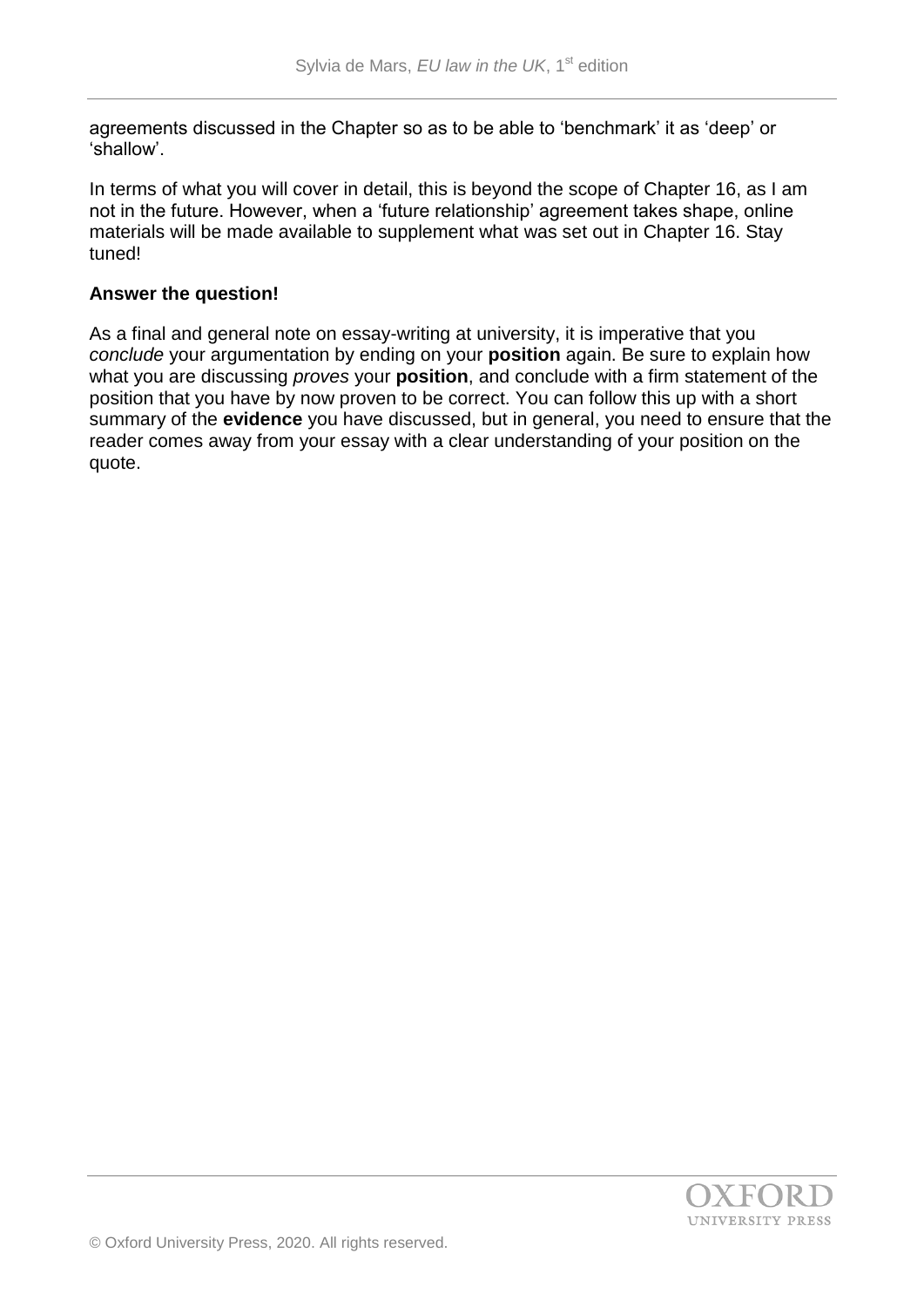agreements discussed in the Chapter so as to be able to 'benchmark' it as 'deep' or 'shallow'.

In terms of what you will cover in detail, this is beyond the scope of Chapter 16, as I am not in the future. However, when a 'future relationship' agreement takes shape, online materials will be made available to supplement what was set out in Chapter 16. Stay tuned!

**Answer the question!**

As a final and general note on essay-writing at university, it is imperative that you *conclude* your argumentation by ending on your **position** again. Be sure to explain how what you are discussing *proves* your **position**, and conclude with a firm statement of the position that you have by now proven to be correct. You can follow this up with a short summary of the **evidence** you have discussed, but in general, you need to ensure that the reader comes away from your essay with a clear understanding of your position on the quote.